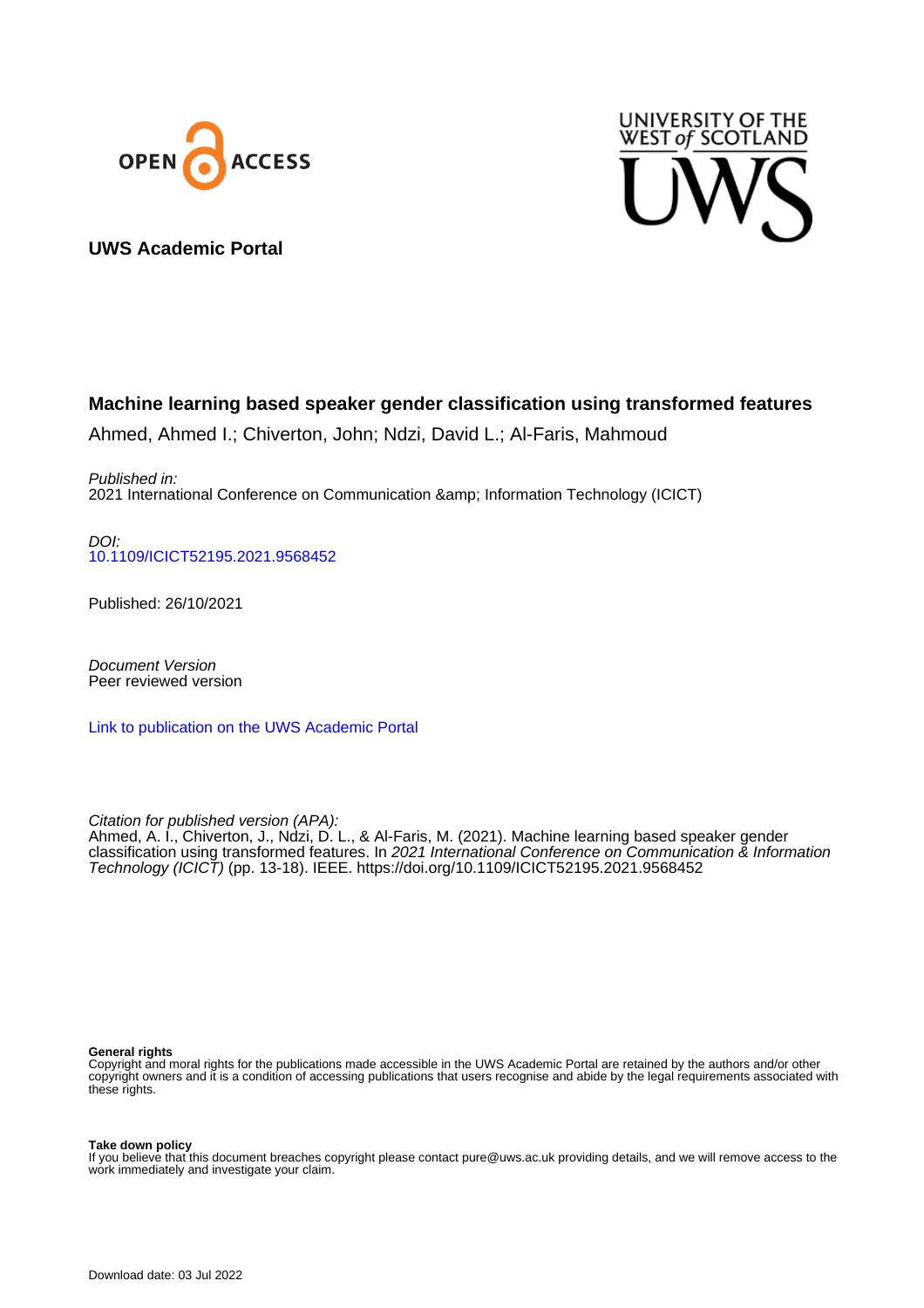**UWS Academic Portal**

## Machine learning based speaker gender classification using transformed features

Ahmed, Ahmed I.; Chiverton, John; Ndzi, David L.; Al-Faris, Mahmoud

*Published in:*
2021 International Conference on Communication &amp; Information Technology (ICICT)

*DOI:*
10.1109/ICICT52195.2021.9568452

Published: 26/10/2021

*Document Version*
Peer reviewed version

Link to publication on the UWS Academic Portal

*Citation for published version (APA):*
Ahmed, A. I., Chiverton, J., Ndzi, D. L., & Al-Faris, M. (2021). Machine learning based speaker gender classification using transformed features. In *2021 International Conference on Communication & Information Technology (ICICT)* (pp. 13-18). IEEE. https://doi.org/10.1109/ICICT52195.2021.9568452

**General rights**
Copyright and moral rights for the publications made accessible in the UWS Academic Portal are retained by the authors and/or other copyright owners and it is a condition of accessing publications that users recognise and abide by the legal requirements associated with these rights.

**Take down policy**
If you believe that this document breaches copyright please contact pure@uws.ac.uk providing details, and we will remove access to the work immediately and investigate your claim.

Download date: 03 Jul 2022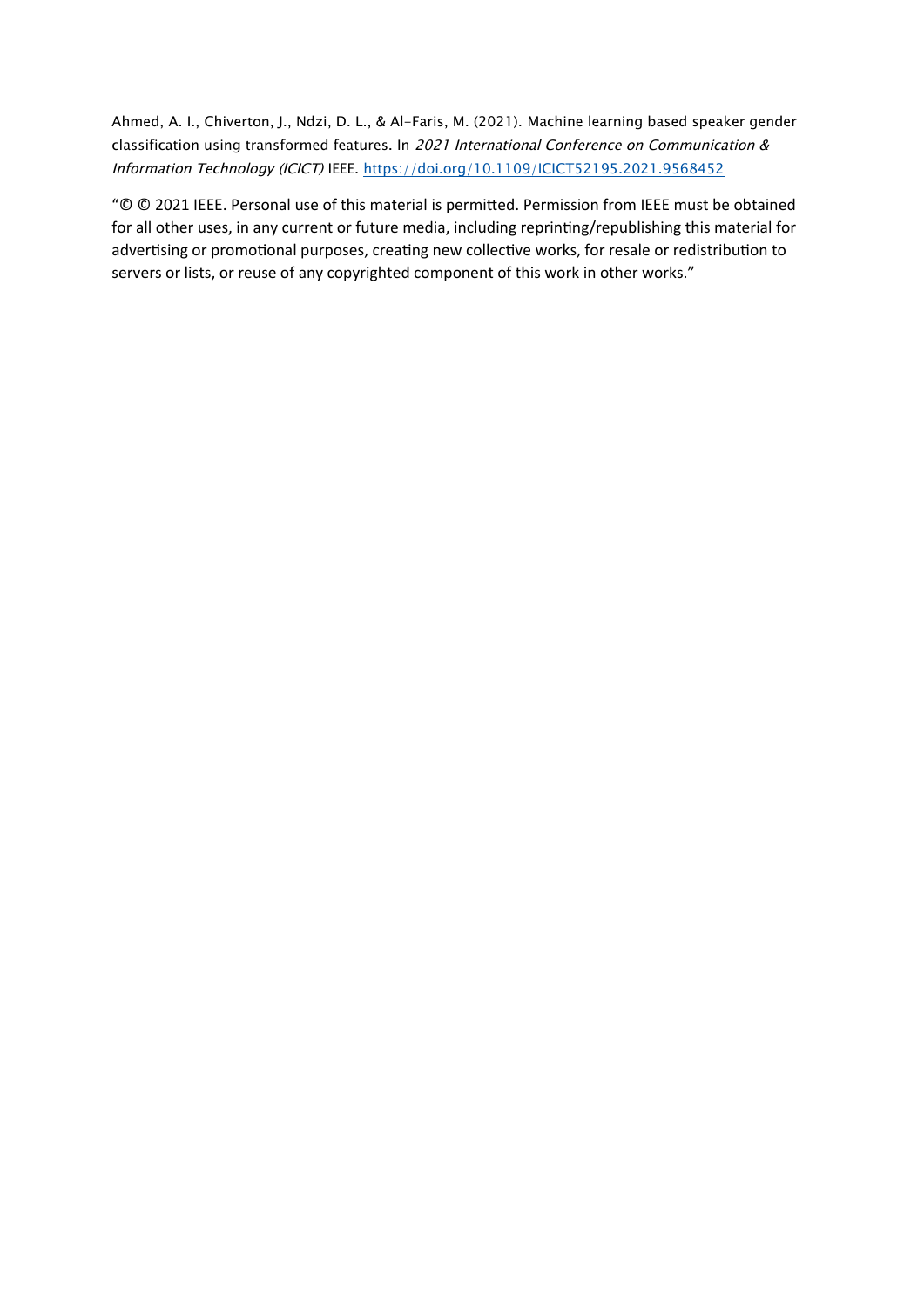Ahmed, A. I., Chiverton, J., Ndzi, D. L., & Al-Faris, M. (2021). Machine learning based speaker gender classification using transformed features. In *2021 International Conference on Communication & Information Technology (ICICT)* IEEE. https://doi.org/10.1109/ICICT52195.2021.9568452

"© © 2021 IEEE. Personal use of this material is permitted. Permission from IEEE must be obtained for all other uses, in any current or future media, including reprinting/republishing this material for advertising or promotional purposes, creating new collective works, for resale or redistribution to servers or lists, or reuse of any copyrighted component of this work in other works."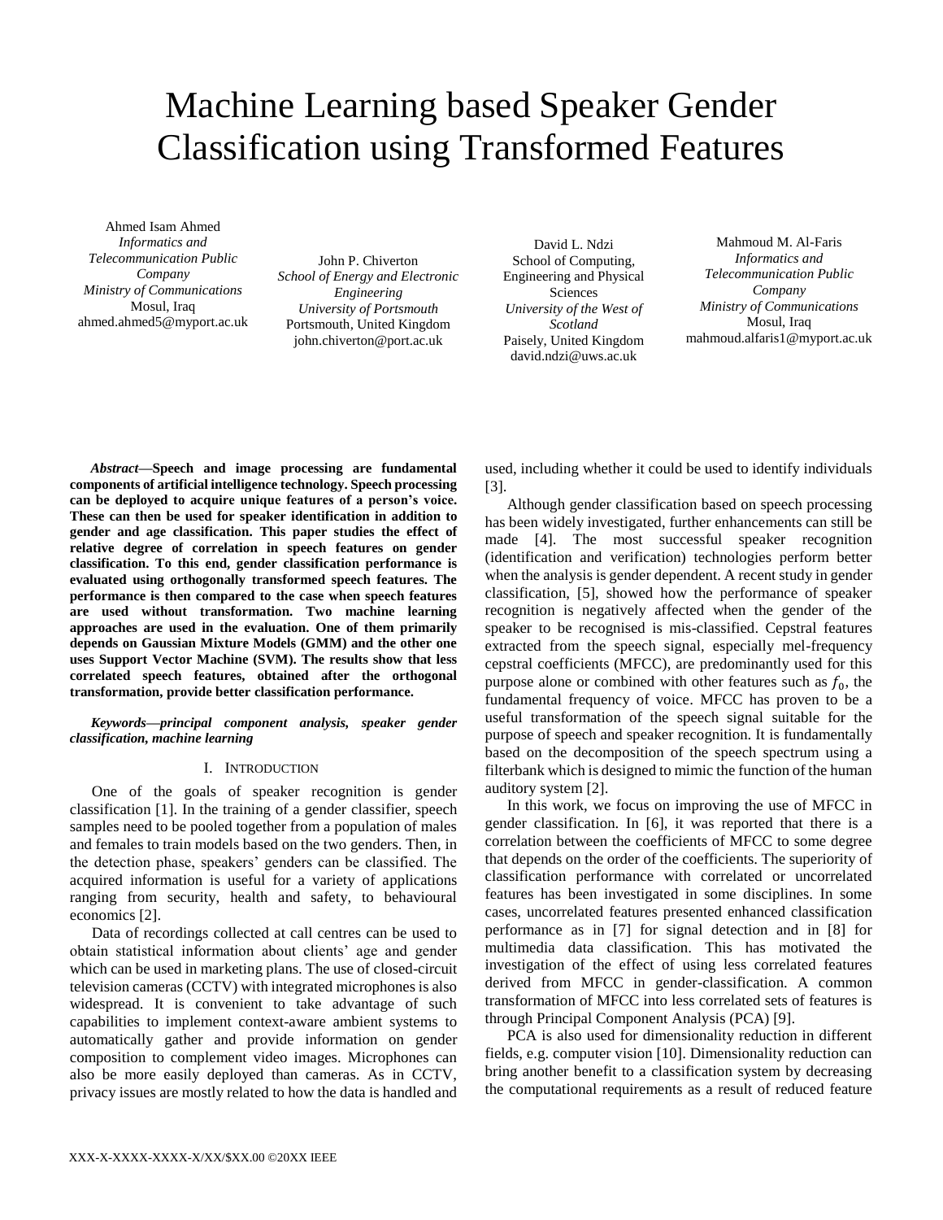# Machine Learning based Speaker Gender Classification using Transformed Features

Ahmed Isam Ahmed
*Informatics and Telecommunication Public Company*
*Ministry of Communications*
Mosul, Iraq
ahmed.ahmed5@myport.ac.uk

John P. Chiverton
*School of Energy and Electronic Engineering*
*University of Portsmouth*
Portsmouth, United Kingdom
john.chiverton@port.ac.uk

David L. Ndzi
School of Computing, Engineering and Physical Sciences
*University of the West of Scotland*
Paisely, United Kingdom
david.ndzi@uws.ac.uk

Mahmoud M. Al-Faris
*Informatics and Telecommunication Public Company*
*Ministry of Communications*
Mosul, Iraq
mahmoud.alfaris1@myport.ac.uk

***Abstract*—Speech and image processing are fundamental components of artificial intelligence technology. Speech processing can be deployed to acquire unique features of a person's voice. These can then be used for speaker identification in addition to gender and age classification. This paper studies the effect of relative degree of correlation in speech features on gender classification. To this end, gender classification performance is evaluated using orthogonally transformed speech features. The performance is then compared to the case when speech features are used without transformation. Two machine learning approaches are used in the evaluation. One of them primarily depends on Gaussian Mixture Models (GMM) and the other one uses Support Vector Machine (SVM). The results show that less correlated speech features, obtained after the orthogonal transformation, provide better classification performance.**

***Keywords—principal component analysis, speaker gender classification, machine learning***

## I. Introduction

One of the goals of speaker recognition is gender classification [1]. In the training of a gender classifier, speech samples need to be pooled together from a population of males and females to train models based on the two genders. Then, in the detection phase, speakers' genders can be classified. The acquired information is useful for a variety of applications ranging from security, health and safety, to behavioural economics [2].

Data of recordings collected at call centres can be used to obtain statistical information about clients' age and gender which can be used in marketing plans. The use of closed-circuit television cameras (CCTV) with integrated microphones is also widespread. It is convenient to take advantage of such capabilities to implement context-aware ambient systems to automatically gather and provide information on gender composition to complement video images. Microphones can also be more easily deployed than cameras. As in CCTV, privacy issues are mostly related to how the data is handled and used, including whether it could be used to identify individuals [3].

Although gender classification based on speech processing has been widely investigated, further enhancements can still be made [4]. The most successful speaker recognition (identification and verification) technologies perform better when the analysis is gender dependent. A recent study in gender classification, [5], showed how the performance of speaker recognition is negatively affected when the gender of the speaker to be recognised is mis-classified. Cepstral features extracted from the speech signal, especially mel-frequency cepstral coefficients (MFCC), are predominantly used for this purpose alone or combined with other features such as $f_0$, the fundamental frequency of voice. MFCC has proven to be a useful transformation of the speech signal suitable for the purpose of speech and speaker recognition. It is fundamentally based on the decomposition of the speech spectrum using a filterbank which is designed to mimic the function of the human auditory system [2].

In this work, we focus on improving the use of MFCC in gender classification. In [6], it was reported that there is a correlation between the coefficients of MFCC to some degree that depends on the order of the coefficients. The superiority of classification performance with correlated or uncorrelated features has been investigated in some disciplines. In some cases, uncorrelated features presented enhanced classification performance as in [7] for signal detection and in [8] for multimedia data classification. This has motivated the investigation of the effect of using less correlated features derived from MFCC in gender-classification. A common transformation of MFCC into less correlated sets of features is through Principal Component Analysis (PCA) [9].

PCA is also used for dimensionality reduction in different fields, e.g. computer vision [10]. Dimensionality reduction can bring another benefit to a classification system by decreasing the computational requirements as a result of reduced feature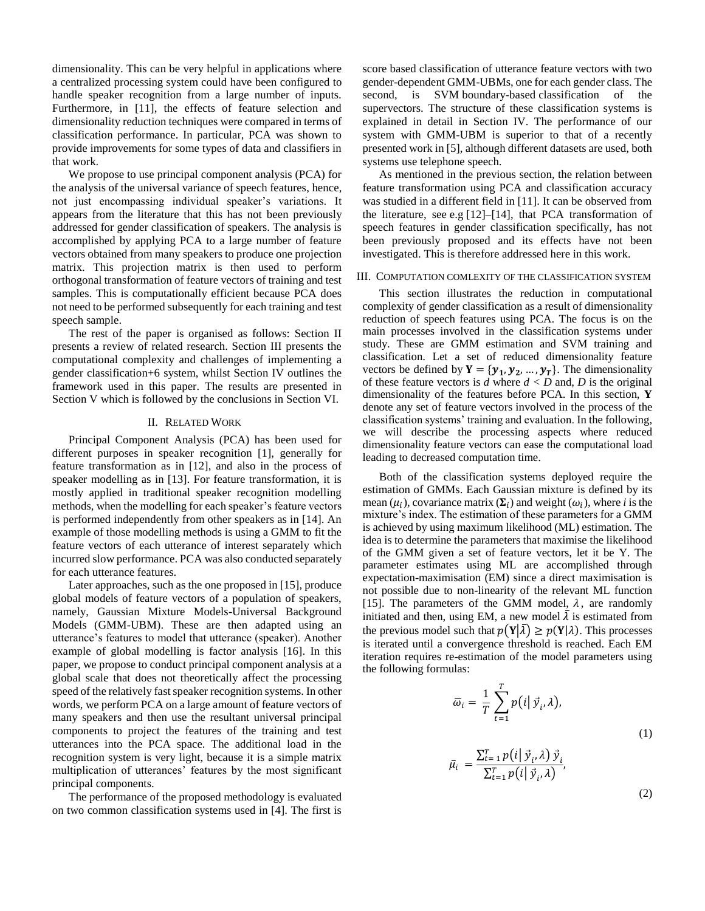dimensionality. This can be very helpful in applications where a centralized processing system could have been configured to handle speaker recognition from a large number of inputs. Furthermore, in [11], the effects of feature selection and dimensionality reduction techniques were compared in terms of classification performance. In particular, PCA was shown to provide improvements for some types of data and classifiers in that work.

We propose to use principal component analysis (PCA) for the analysis of the universal variance of speech features, hence, not just encompassing individual speaker's variations. It appears from the literature that this has not been previously addressed for gender classification of speakers. The analysis is accomplished by applying PCA to a large number of feature vectors obtained from many speakers to produce one projection matrix. This projection matrix is then used to perform orthogonal transformation of feature vectors of training and test samples. This is computationally efficient because PCA does not need to be performed subsequently for each training and test speech sample.

The rest of the paper is organised as follows: Section II presents a review of related research. Section III presents the computational complexity and challenges of implementing a gender classification+6 system, whilst Section IV outlines the framework used in this paper. The results are presented in Section V which is followed by the conclusions in Section VI.

## II. Related Work

Principal Component Analysis (PCA) has been used for different purposes in speaker recognition [1], generally for feature transformation as in [12], and also in the process of speaker modelling as in [13]. For feature transformation, it is mostly applied in traditional speaker recognition modelling methods, when the modelling for each speaker's feature vectors is performed independently from other speakers as in [14]. An example of those modelling methods is using a GMM to fit the feature vectors of each utterance of interest separately which incurred slow performance. PCA was also conducted separately for each utterance features.

Later approaches, such as the one proposed in [15], produce global models of feature vectors of a population of speakers, namely, Gaussian Mixture Models-Universal Background Models (GMM-UBM). These are then adapted using an utterance's features to model that utterance (speaker). Another example of global modelling is factor analysis [16]. In this paper, we propose to conduct principal component analysis at a global scale that does not theoretically affect the processing speed of the relatively fast speaker recognition systems. In other words, we perform PCA on a large amount of feature vectors of many speakers and then use the resultant universal principal components to project the features of the training and test utterances into the PCA space. The additional load in the recognition system is very light, because it is a simple matrix multiplication of utterances' features by the most significant principal components.

The performance of the proposed methodology is evaluated on two common classification systems used in [4]. The first is score based classification of utterance feature vectors with two gender-dependent GMM-UBMs, one for each gender class. The second, is SVM boundary-based classification of the supervectors. The structure of these classification systems is explained in detail in Section IV. The performance of our system with GMM-UBM is superior to that of a recently presented work in [5], although different datasets are used, both systems use telephone speech.

As mentioned in the previous section, the relation between feature transformation using PCA and classification accuracy was studied in a different field in [11]. It can be observed from the literature, see e.g [12]–[14], that PCA transformation of speech features in gender classification specifically, has not been previously proposed and its effects have not been investigated. This is therefore addressed here in this work.

## III. Computation Comlexity of the Classification System

This section illustrates the reduction in computational complexity of gender classification as a result of dimensionality reduction of speech features using PCA. The focus is on the main processes involved in the classification systems under study. These are GMM estimation and SVM training and classification. Let a set of reduced dimensionality feature vectors be defined by $\mathbf{Y} = \{\boldsymbol{y_1}, \boldsymbol{y_2}, \dots, \boldsymbol{y_T}\}$. The dimensionality of these feature vectors is $d$ where $d < D$ and, $D$ is the original dimensionality of the features before PCA. In this section, $\mathbf{Y}$ denote any set of feature vectors involved in the process of the classification systems' training and evaluation. In the following, we will describe the processing aspects where reduced dimensionality feature vectors can ease the computational load leading to decreased computation time.

Both of the classification systems deployed require the estimation of GMMs. Each Gaussian mixture is defined by its mean ($\mu_i$), covariance matrix ($\boldsymbol{\Sigma}_i$) and weight ($\omega_i$), where $i$ is the mixture's index. The estimation of these parameters for a GMM is achieved by using maximum likelihood (ML) estimation. The idea is to determine the parameters that maximise the likelihood of the GMM given a set of feature vectors, let it be Y. The parameter estimates using ML are accomplished through expectation-maximisation (EM) since a direct maximisation is not possible due to non-linearity of the relevant ML function [15]. The parameters of the GMM model, $\lambda$, are randomly initiated and then, using EM, a new model $\bar{\lambda}$ is estimated from the previous model such that $p(\mathbf{Y}|\bar{\lambda}) \geq p(\mathbf{Y}|\lambda)$. This processes is iterated until a convergence threshold is reached. Each EM iteration requires re-estimation of the model parameters using the following formulas:

$$\bar{\omega}_i = \frac{1}{T}\sum_{t=1}^{T} p(i|\, \vec{y}_i, \lambda), \tag{1}$$

$$\bar{\mu}_i = \frac{\sum_{t=1}^{T} p(i|\, \vec{y}_i, \lambda)\, \vec{y}_i}{\sum_{t=1}^{T} p(i|\, \vec{y}_i, \lambda)}, \tag{2}$$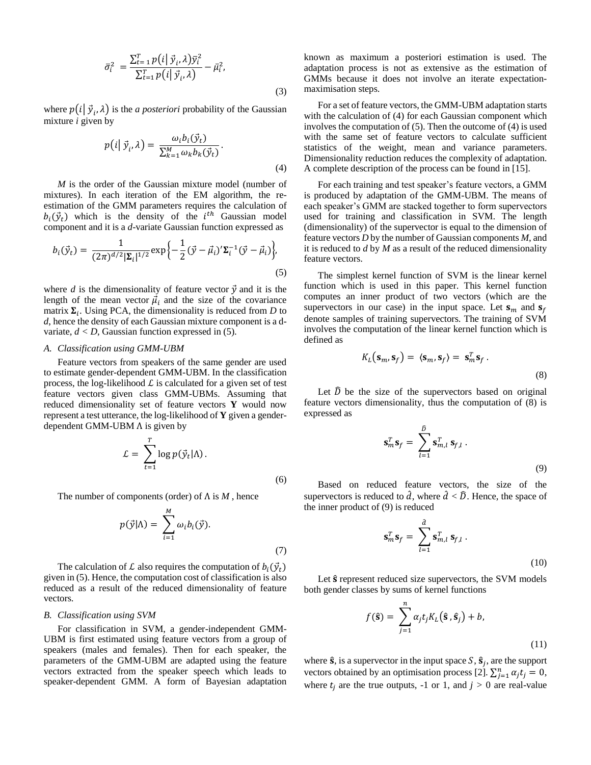$$\bar{\sigma}_i^2 = \frac{\sum_{t=1}^{T} p(i|\vec{y}_i, \lambda)\bar{y}_i^2}{\sum_{t=1}^{T} p(i|\vec{y}_i, \lambda)} - \bar{\mu}_i^2, \tag{3}$$

where $p(i|\vec{y}_i, \lambda)$ is the *a posteriori* probability of the Gaussian mixture *i* given by

$$p(i|\vec{y}_i, \lambda) = \frac{\omega_i b_i(\vec{y}_t)}{\sum_{k=1}^{M} \omega_k b_k(\vec{y}_t)}. \tag{4}$$

*M* is the order of the Gaussian mixture model (number of mixtures). In each iteration of the EM algorithm, the re-estimation of the GMM parameters requires the calculation of $b_i(\vec{y}_t)$ which is the density of the $i^{th}$ Gaussian model component and it is a *d*-variate Gaussian function expressed as

$$b_i(\vec{y}_t) = \frac{1}{(2\pi)^{d/2}|\mathbf{\Sigma}_i|^{1/2}} \exp\left\{-\frac{1}{2}(\vec{y} - \vec{\mu}_i)'\mathbf{\Sigma}_i^{-1}(\vec{y} - \vec{\mu}_i)\right\}, \tag{5}$$

where *d* is the dimensionality of feature vector $\vec{y}$ and it is the length of the mean vector $\vec{\mu}_i$ and the size of the covariance matrix $\mathbf{\Sigma}_i$. Using PCA, the dimensionality is reduced from *D* to *d*, hence the density of each Gaussian mixture component is a d-variate, $d < D$, Gaussian function expressed in (5).

### *A. Classification using GMM-UBM*

Feature vectors from speakers of the same gender are used to estimate gender-dependent GMM-UBM. In the classification process, the log-likelihood $\mathcal{L}$ is calculated for a given set of test feature vectors given class GMM-UBMs. Assuming that reduced dimensionality set of feature vectors **Y** would now represent a test utterance, the log-likelihood of **Y** given a gender-dependent GMM-UBM Λ is given by

$$\mathcal{L} = \sum_{t=1}^{T} \log p(\vec{y}_t|\Lambda). \tag{6}$$

The number of components (order) of Λ is *M* , hence

$$p(\vec{y}|\Lambda) = \sum_{i=1}^{M} \omega_i b_i(\vec{y}). \tag{7}$$

The calculation of $\mathcal{L}$ also requires the computation of $b_i(\vec{y}_t)$ given in (5). Hence, the computation cost of classification is also reduced as a result of the reduced dimensionality of feature vectors.

### *B. Classification using SVM*

For classification in SVM, a gender-independent GMM-UBM is first estimated using feature vectors from a group of speakers (males and females). Then for each speaker, the parameters of the GMM-UBM are adapted using the feature vectors extracted from the speaker speech which leads to speaker-dependent GMM. A form of Bayesian adaptation known as maximum a posteriori estimation is used. The adaptation process is not as extensive as the estimation of GMMs because it does not involve an iterate expectation-maximisation steps.

For a set of feature vectors, the GMM-UBM adaptation starts with the calculation of (4) for each Gaussian component which involves the computation of (5). Then the outcome of (4) is used with the same set of feature vectors to calculate sufficient statistics of the weight, mean and variance parameters. Dimensionality reduction reduces the complexity of adaptation. A complete description of the process can be found in [15].

For each training and test speaker's feature vectors, a GMM is produced by adaptation of the GMM-UBM. The means of each speaker's GMM are stacked together to form supervectors used for training and classification in SVM. The length (dimensionality) of the supervector is equal to the dimension of feature vectors *D* by the number of Gaussian components *M*, and it is reduced to *d* by *M* as a result of the reduced dimensionality feature vectors.

The simplest kernel function of SVM is the linear kernel function which is used in this paper. This kernel function computes an inner product of two vectors (which are the supervectors in our case) in the input space. Let $\mathbf{s}_m$ and $\mathbf{s}_f$ denote samples of training supervectors. The training of SVM involves the computation of the linear kernel function which is defined as

$$K_L(\mathbf{s}_m, \mathbf{s}_f) = \langle \mathbf{s}_m, \mathbf{s}_f \rangle = \mathbf{s}_m^T \mathbf{s}_f. \tag{8}$$

Let $\widehat{D}$ be the size of the supervectors based on original feature vectors dimensionality, thus the computation of (8) is expressed as

$$\mathbf{s}_m^T \mathbf{s}_f = \sum_{l=1}^{\widehat{D}} \mathbf{s}_{m,l}^T \, \mathbf{s}_{f,l}. \tag{9}$$

Based on reduced feature vectors, the size of the supervectors is reduced to $\hat{d}$, where $\hat{d} < \widehat{D}$. Hence, the space of the inner product of (9) is reduced

$$\mathbf{s}_m^T \mathbf{s}_f = \sum_{l=1}^{\hat{d}} \mathbf{s}_{m,l}^T \, \mathbf{s}_{f,l}. \tag{10}$$

Let $\hat{\mathbf{s}}$ represent reduced size supervectors, the SVM models both gender classes by sums of kernel functions

$$f(\hat{\mathbf{s}}) = \sum_{j=1}^{n} \alpha_j t_j K_L(\hat{\mathbf{s}}, \hat{\mathbf{s}}_j) + b, \tag{11}$$

where $\hat{\mathbf{s}}$, is a supervector in the input space $S$, $\hat{\mathbf{s}}_j$, are the support vectors obtained by an optimisation process [2]. $\sum_{j=1}^{n} \alpha_j t_j = 0$, where $t_j$ are the true outputs, -1 or 1, and $j > 0$ are real-value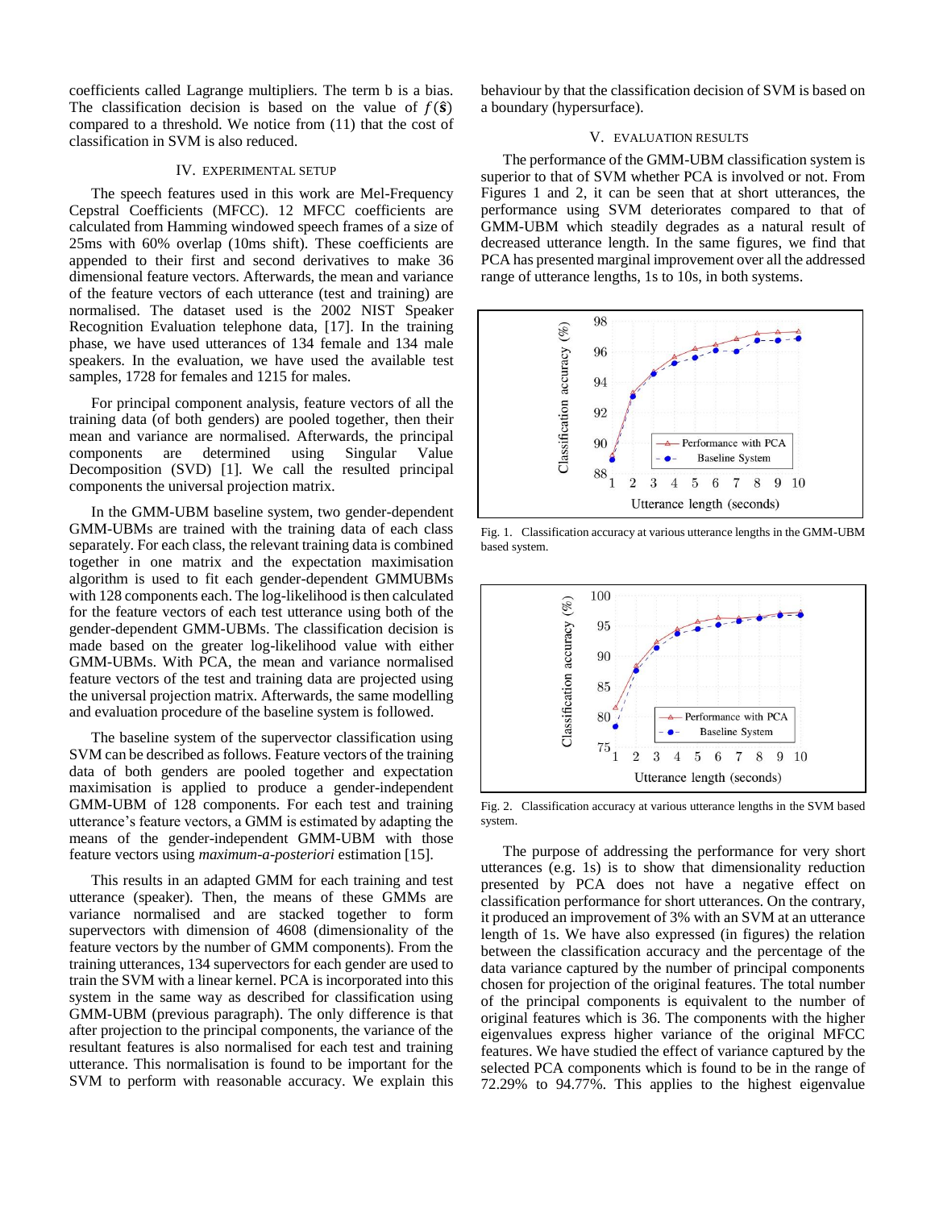coefficients called Lagrange multipliers. The term b is a bias. The classification decision is based on the value of $f(\hat{\mathbf{s}})$ compared to a threshold. We notice from (11) that the cost of classification in SVM is also reduced.

## IV. EXPERIMENTAL SETUP

The speech features used in this work are Mel-Frequency Cepstral Coefficients (MFCC). 12 MFCC coefficients are calculated from Hamming windowed speech frames of a size of 25ms with 60% overlap (10ms shift). These coefficients are appended to their first and second derivatives to make 36 dimensional feature vectors. Afterwards, the mean and variance of the feature vectors of each utterance (test and training) are normalised. The dataset used is the 2002 NIST Speaker Recognition Evaluation telephone data, [17]. In the training phase, we have used utterances of 134 female and 134 male speakers. In the evaluation, we have used the available test samples, 1728 for females and 1215 for males.

For principal component analysis, feature vectors of all the training data (of both genders) are pooled together, then their mean and variance are normalised. Afterwards, the principal components are determined using Singular Value Decomposition (SVD) [1]. We call the resulted principal components the universal projection matrix.

In the GMM-UBM baseline system, two gender-dependent GMM-UBMs are trained with the training data of each class separately. For each class, the relevant training data is combined together in one matrix and the expectation maximisation algorithm is used to fit each gender-dependent GMMUBMs with 128 components each. The log-likelihood is then calculated for the feature vectors of each test utterance using both of the gender-dependent GMM-UBMs. The classification decision is made based on the greater log-likelihood value with either GMM-UBMs. With PCA, the mean and variance normalised feature vectors of the test and training data are projected using the universal projection matrix. Afterwards, the same modelling and evaluation procedure of the baseline system is followed.

The baseline system of the supervector classification using SVM can be described as follows. Feature vectors of the training data of both genders are pooled together and expectation maximisation is applied to produce a gender-independent GMM-UBM of 128 components. For each test and training utterance's feature vectors, a GMM is estimated by adapting the means of the gender-independent GMM-UBM with those feature vectors using *maximum-a-posteriori* estimation [15].

This results in an adapted GMM for each training and test utterance (speaker). Then, the means of these GMMs are variance normalised and are stacked together to form supervectors with dimension of 4608 (dimensionality of the feature vectors by the number of GMM components). From the training utterances, 134 supervectors for each gender are used to train the SVM with a linear kernel. PCA is incorporated into this system in the same way as described for classification using GMM-UBM (previous paragraph). The only difference is that after projection to the principal components, the variance of the resultant features is also normalised for each test and training utterance. This normalisation is found to be important for the SVM to perform with reasonable accuracy. We explain this behaviour by that the classification decision of SVM is based on a boundary (hypersurface).

## V. EVALUATION RESULTS

The performance of the GMM-UBM classification system is superior to that of SVM whether PCA is involved or not. From Figures 1 and 2, it can be seen that at short utterances, the performance using SVM deteriorates compared to that of GMM-UBM which steadily degrades as a natural result of decreased utterance length. In the same figures, we find that PCA has presented marginal improvement over all the addressed range of utterance lengths, 1s to 10s, in both systems.

Fig. 1. Classification accuracy at various utterance lengths in the GMM-UBM based system.

Fig. 2. Classification accuracy at various utterance lengths in the SVM based system.

The purpose of addressing the performance for very short utterances (e.g. 1s) is to show that dimensionality reduction presented by PCA does not have a negative effect on classification performance for short utterances. On the contrary, it produced an improvement of 3% with an SVM at an utterance length of 1s. We have also expressed (in figures) the relation between the classification accuracy and the percentage of the data variance captured by the number of principal components chosen for projection of the original features. The total number of the principal components is equivalent to the number of original features which is 36. The components with the higher eigenvalues express higher variance of the original MFCC features. We have studied the effect of variance captured by the selected PCA components which is found to be in the range of 72.29% to 94.77%. This applies to the highest eigenvalue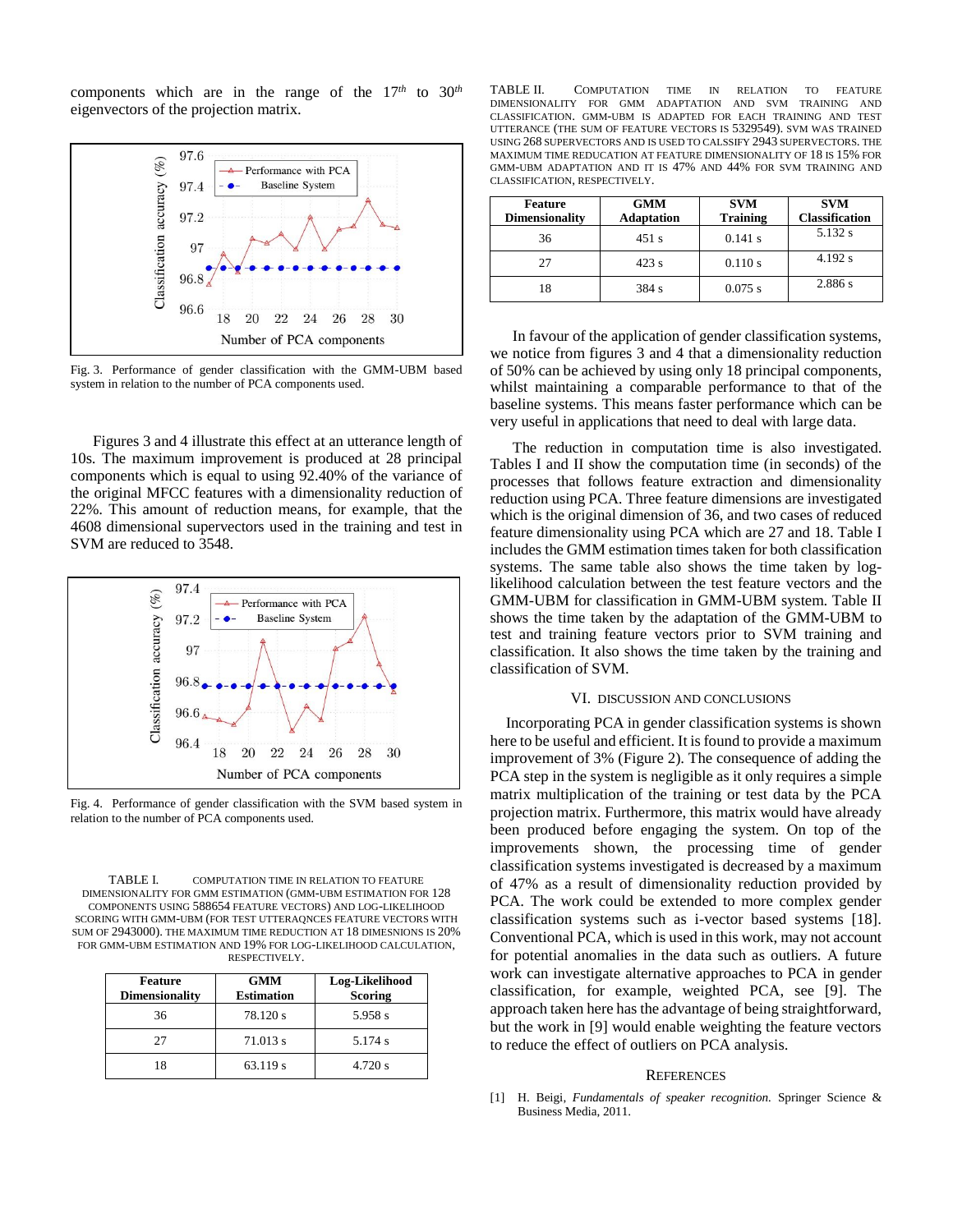components which are in the range of the 17[th] to 30[th] eigenvectors of the projection matrix.

Fig. 3. Performance of gender classification with the GMM-UBM based system in relation to the number of PCA components used.

Figures 3 and 4 illustrate this effect at an utterance length of 10s. The maximum improvement is produced at 28 principal components which is equal to using 92.40% of the variance of the original MFCC features with a dimensionality reduction of 22%. This amount of reduction means, for example, that the 4608 dimensional supervectors used in the training and test in SVM are reduced to 3548.

Fig. 4. Performance of gender classification with the SVM based system in relation to the number of PCA components used.

TABLE I. COMPUTATION TIME IN RELATION TO FEATURE DIMENSIONALITY FOR GMM ESTIMATION (GMM-UBM ESTIMATION FOR 128 COMPONENTS USING 588654 FEATURE VECTORS) AND LOG-LIKELIHOOD SCORING WITH GMM-UBM (FOR TEST UTTERAQNCES FEATURE VECTORS WITH SUM OF 2943000). THE MAXIMUM TIME REDUCTION AT 18 DIMESNIONS IS 20% FOR GMM-UBM ESTIMATION AND 19% FOR LOG-LIKELIHOOD CALCULATION, RESPECTIVELY.

| Feature Dimensionality | GMM Estimation | Log-Likelihood Scoring |
|---|---|---|
| 36 | 78.120 s | 5.958 s |
| 27 | 71.013 s | 5.174 s |
| 18 | 63.119 s | 4.720 s |

TABLE II. COMPUTATION TIME IN RELATION TO FEATURE DIMENSIONALITY FOR GMM ADAPTATION AND SVM TRAINING AND CLASSIFICATION. GMM-UBM IS ADAPTED FOR EACH TRAINING AND TEST UTTERANCE (THE SUM OF FEATURE VECTORS IS 5329549). SVM WAS TRAINED USING 268 SUPERVECTORS AND IS USED TO CALSSIFY 2943 SUPERVECTORS. THE MAXIMUM TIME REDUCTION AT FEATURE DIMENSIONALITY OF 18 IS 15% FOR GMM-UBM ADAPTATION AND IT IS 47% AND 44% FOR SVM TRAINING AND CLASSIFICATION, RESPECTIVELY.

| Feature Dimensionality | GMM Adaptation | SVM Training | SVM Classification |
|---|---|---|---|
| 36 | 451 s | 0.141 s | 5.132 s |
| 27 | 423 s | 0.110 s | 4.192 s |
| 18 | 384 s | 0.075 s | 2.886 s |

In favour of the application of gender classification systems, we notice from figures 3 and 4 that a dimensionality reduction of 50% can be achieved by using only 18 principal components, whilst maintaining a comparable performance to that of the baseline systems. This means faster performance which can be very useful in applications that need to deal with large data.

The reduction in computation time is also investigated. Tables I and II show the computation time (in seconds) of the processes that follows feature extraction and dimensionality reduction using PCA. Three feature dimensions are investigated which is the original dimension of 36, and two cases of reduced feature dimensionality using PCA which are 27 and 18. Table I includes the GMM estimation times taken for both classification systems. The same table also shows the time taken by log-likelihood calculation between the test feature vectors and the GMM-UBM for classification in GMM-UBM system. Table II shows the time taken by the adaptation of the GMM-UBM to test and training feature vectors prior to SVM training and classification. It also shows the time taken by the training and classification of SVM.

## VI. DISCUSSION AND CONCLUSIONS

Incorporating PCA in gender classification systems is shown here to be useful and efficient. It is found to provide a maximum improvement of 3% (Figure 2). The consequence of adding the PCA step in the system is negligible as it only requires a simple matrix multiplication of the training or test data by the PCA projection matrix. Furthermore, this matrix would have already been produced before engaging the system. On top of the improvements shown, the processing time of gender classification systems investigated is decreased by a maximum of 47% as a result of dimensionality reduction provided by PCA. The work could be extended to more complex gender classification systems such as i-vector based systems [18]. Conventional PCA, which is used in this work, may not account for potential anomalies in the data such as outliers. A future work can investigate alternative approaches to PCA in gender classification, for example, weighted PCA, see [9]. The approach taken here has the advantage of being straightforward, but the work in [9] would enable weighting the feature vectors to reduce the effect of outliers on PCA analysis.

## REFERENCES

[1] H. Beigi, *Fundamentals of speaker recognition.* Springer Science & Business Media, 2011.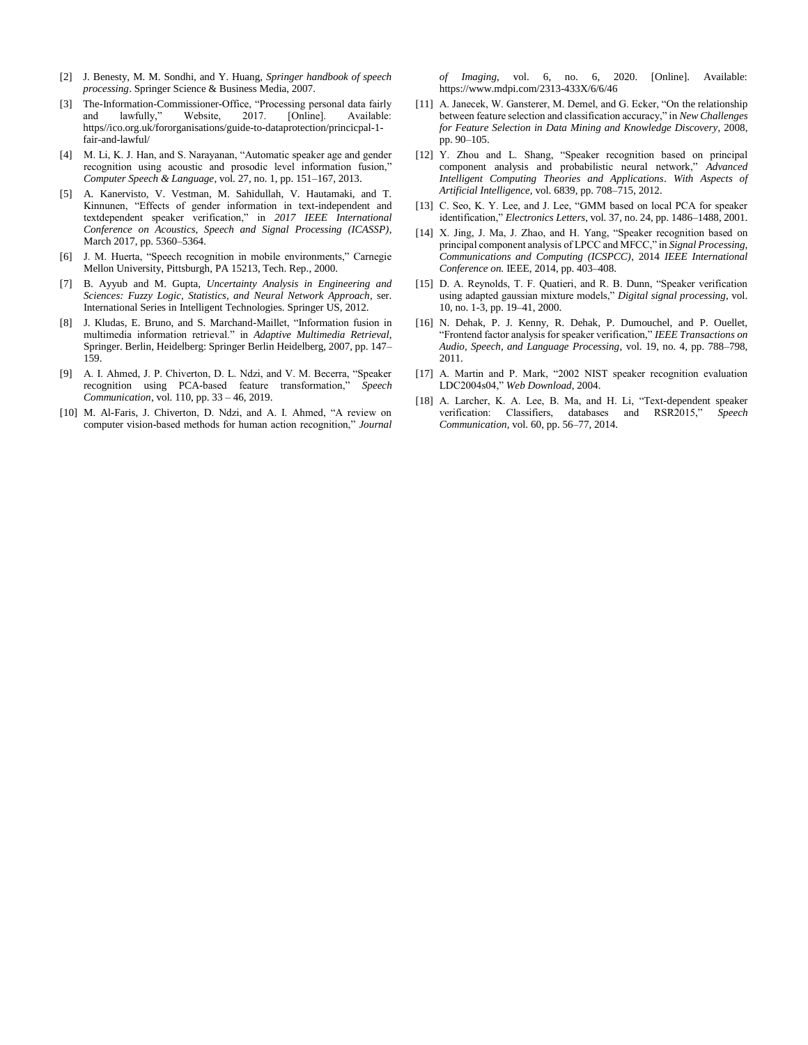[2] J. Benesty, M. M. Sondhi, and Y. Huang, *Springer handbook of speech processing*. Springer Science & Business Media, 2007.

[3] The-Information-Commissioner-Office, "Processing personal data fairly and lawfully," Website, 2017. [Online]. Available: https//ico.org.uk/fororganisations/guide-to-dataprotection/princicpal-1-fair-and-lawful/

[4] M. Li, K. J. Han, and S. Narayanan, "Automatic speaker age and gender recognition using acoustic and prosodic level information fusion," *Computer Speech & Language*, vol. 27, no. 1, pp. 151–167, 2013.

[5] A. Kanervisto, V. Vestman, M. Sahidullah, V. Hautamaki, and T. Kinnunen, "Effects of gender information in text-independent and textdependent speaker verification," in *2017 IEEE International Conference on Acoustics, Speech and Signal Processing (ICASSP)*, March 2017, pp. 5360–5364.

[6] J. M. Huerta, "Speech recognition in mobile environments," Carnegie Mellon University, Pittsburgh, PA 15213, Tech. Rep., 2000.

[7] B. Ayyub and M. Gupta, *Uncertainty Analysis in Engineering and Sciences: Fuzzy Logic, Statistics, and Neural Network Approach*, ser. International Series in Intelligent Technologies. Springer US, 2012.

[8] J. Kludas, E. Bruno, and S. Marchand-Maillet, "Information fusion in multimedia information retrieval." in *Adaptive Multimedia Retrieval*, Springer. Berlin, Heidelberg: Springer Berlin Heidelberg, 2007, pp. 147–159.

[9] A. I. Ahmed, J. P. Chiverton, D. L. Ndzi, and V. M. Becerra, "Speaker recognition using PCA-based feature transformation," *Speech Communication*, vol. 110, pp. 33 – 46, 2019.

[10] M. Al-Faris, J. Chiverton, D. Ndzi, and A. I. Ahmed, "A review on computer vision-based methods for human action recognition," *Journal of Imaging*, vol. 6, no. 6, 2020. [Online]. Available: https://www.mdpi.com/2313-433X/6/6/46

[11] A. Janecek, W. Gansterer, M. Demel, and G. Ecker, "On the relationship between feature selection and classification accuracy," in *New Challenges for Feature Selection in Data Mining and Knowledge Discovery*, 2008, pp. 90–105.

[12] Y. Zhou and L. Shang, "Speaker recognition based on principal component analysis and probabilistic neural network," *Advanced Intelligent Computing Theories and Applications. With Aspects of Artificial Intelligence*, vol. 6839, pp. 708–715, 2012.

[13] C. Seo, K. Y. Lee, and J. Lee, "GMM based on local PCA for speaker identification," *Electronics Letters*, vol. 37, no. 24, pp. 1486–1488, 2001.

[14] X. Jing, J. Ma, J. Zhao, and H. Yang, "Speaker recognition based on principal component analysis of LPCC and MFCC," in *Signal Processing, Communications and Computing (ICSPCC)*, 2014 *IEEE International Conference on.* IEEE, 2014, pp. 403–408.

[15] D. A. Reynolds, T. F. Quatieri, and R. B. Dunn, "Speaker verification using adapted gaussian mixture models," *Digital signal processing*, vol. 10, no. 1-3, pp. 19–41, 2000.

[16] N. Dehak, P. J. Kenny, R. Dehak, P. Dumouchel, and P. Ouellet, "Frontend factor analysis for speaker verification," *IEEE Transactions on Audio, Speech, and Language Processing*, vol. 19, no. 4, pp. 788–798, 2011.

[17] A. Martin and P. Mark, "2002 NIST speaker recognition evaluation LDC2004s04," *Web Download*, 2004.

[18] A. Larcher, K. A. Lee, B. Ma, and H. Li, "Text-dependent speaker verification: Classifiers, databases and RSR2015," *Speech Communication*, vol. 60, pp. 56–77, 2014.